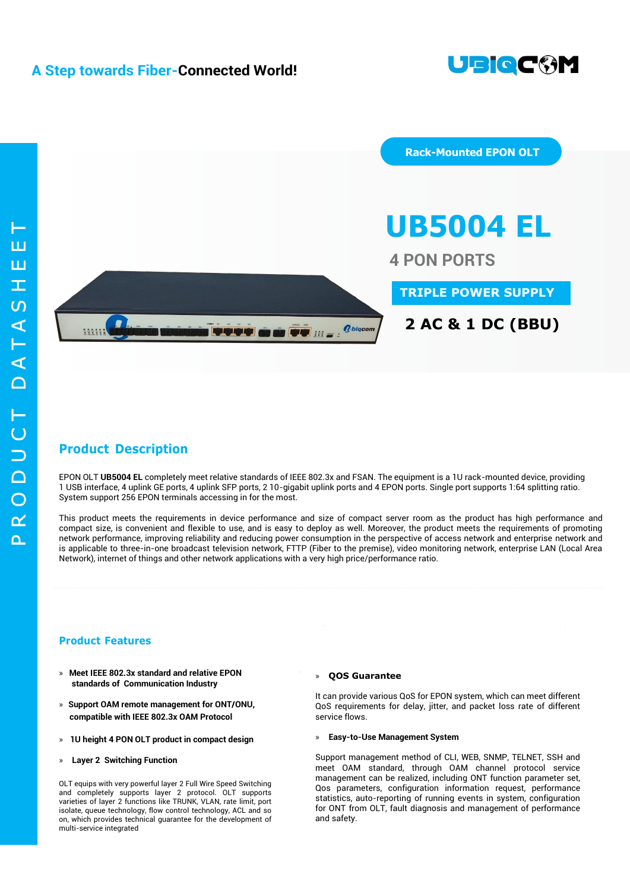A Step towards Fiber-**Connected World!**

UBIQCOM

PRODUCT DATASHEET

Rack-Mounted EPON OLT

# UB5004 EL

## 4 PON PORTS

**TRIPLE POWER SUPPLY**

**2 AC & 1 DC (BBU)**

## Product Description

EPON OLT **UB5004 EL** completely meet relative standards of IEEE 802.3x and FSAN. The equipment is a 1U rack-mounted device, providing 1 USB interface, 4 uplink GE ports, 4 uplink SFP ports, 2 10-gigabit uplink ports and 4 EPON ports. Single port supports 1:64 splitting ratio. System support 256 EPON terminals accessing in for the most.

This product meets the requirements in device performance and size of compact server room as the product has high performance and compact size, is convenient and flexible to use, and is easy to deploy as well. Moreover, the product meets the requirements of promoting network performance, improving reliability and reducing power consumption in the perspective of access network and enterprise network and is applicable to three-in-one broadcast television network, FTTP (Fiber to the premise), video monitoring network, enterprise LAN (Local Area Network), internet of things and other network applications with a very high price/performance ratio.

## Product Features

» **Meet IEEE 802.3x standard and relative EPON standards of Communication Industry**

» **Support OAM remote management for ONT/ONU, compatible with IEEE 802.3x OAM Protocol**

» **1U height 4 PON OLT product in compact design**

» **Layer 2 Switching Function**

OLT equips with very powerful layer 2 Full Wire Speed Switching and completely supports layer 2 protocol. OLT supports varieties of layer 2 functions like TRUNK, VLAN, rate limit, port isolate, queue technology, flow control technology, ACL and so on, which provides technical guarantee for the development of multi-service integrated

» **QOS Guarantee**

It can provide various QoS for EPON system, which can meet different QoS requirements for delay, jitter, and packet loss rate of different service flows.

» **Easy-to-Use Management System**

Support management method of CLI, WEB, SNMP, TELNET, SSH and meet OAM standard, through OAM channel protocol service management can be realized, including ONT function parameter set, Qos parameters, configuration information request, performance statistics, auto-reporting of running events in system, configuration for ONT from OLT, fault diagnosis and management of performance and safety.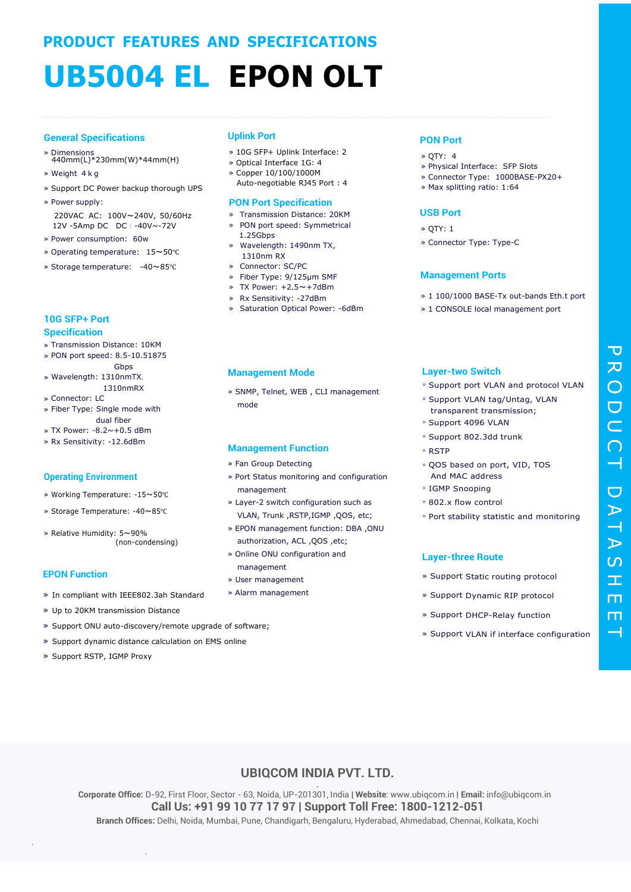## PRODUCT FEATURES AND SPECIFICATIONS

# UB5004 EL EPON OLT

### General Specifications

- » Dimensions 440mm(L)*230mm(W)*44mm(H)
- » Weight 4 k g
- » Support DC Power backup thorough UPS
- » Power supply:

  220VAC AC: 100V～240V, 50/60Hz
  12V -5Amp DC DC：-40V~-72V
- » Power consumption: 60w
- » Operating temperature: 15～50℃
- » Storage temperature: -40～85℃

### 10G SFP+ Port Specification

- » Transmission Distance: 10KM
- » PON port speed: 8.5-10.51875 Gbps
- » Wavelength: 1310nmTX, 1310nmRX
- » Connector: LC
- » Fiber Type: Single mode with dual fiber
- » TX Power: -8.2～+0.5 dBm
- » Rx Sensitivity: -12.6dBm

### Operating Environment

- » Working Temperature: -15～50℃
- » Storage Temperature: -40～85℃
- » Relative Humidity: 5～90% (non-condensing)

### EPON Function

- » In compliant with IEEE802.3ah Standard
- » Up to 20KM transmission Distance
- » Support ONU auto-discovery/remote upgrade of software;
- » Support dynamic distance calculation on EMS online
- » Support RSTP, IGMP Proxy

### Uplink Port

- » 10G SFP+ Uplink Interface: 2
- » Optical Interface 1G: 4
- » Copper 10/100/1000M Auto-negotiable RJ45 Port : 4

### PON Port Specification

- » Transmission Distance: 20KM
- » PON port speed: Symmetrical 1.25Gbps
- » Wavelength: 1490nm TX, 1310nm RX
- » Connector: SC/PC
- » Fiber Type: 9/125μm SMF
- » TX Power: +2.5～+7dBm
- » Rx Sensitivity: -27dBm
- » Saturation Optical Power: -6dBm

### Management Mode

- » SNMP, Telnet, WEB , CLI management mode

### Management Function

- » Fan Group Detecting
- » Port Status monitoring and configuration management
- » Layer-2 switch configuration such as VLAN, Trunk ,RSTP,IGMP ,QOS, etc;
- » EPON management function: DBA ,ONU authorization, ACL ,QOS ,etc;
- » Online ONU configuration and management
- » User management
- » Alarm management

### PON Port

- » QTY: 4
- » Physical Interface: SFP Slots
- » Connector Type: 1000BASE-PX20+
- » Max splitting ratio: 1:64

### USB Port

- » QTY: 1
- » Connector Type: Type-C

### Management Ports

- » 1 100/1000 BASE-Tx out-bands Eth.t port
- » 1 CONSOLE local management port

### Layer-two Switch

- » Support port VLAN and protocol VLAN
- » Support VLAN tag/Untag, VLAN transparent transmission;
- » Support 4096 VLAN
- » Support 802.3dd trunk
- » RSTP
- » QOS based on port, VID, TOS And MAC address
- » IGMP Snooping
- » 802.x flow control
- » Port stability statistic and monitoring

### Layer-three Route

- » Support Static routing protocol
- » Support Dynamic RIP protocol
- » Support DHCP-Relay function
- » Support VLAN if interface configuration

PRODUCT DATASHEET

**UBIQCOM INDIA PVT. LTD.**

**Corporate Office:** D-92, First Floor, Sector - 63, Noida, UP-201301, India **| Website**: www.ubiqcom.in **| Email:** info@ubiqcom.in

**Call Us: +91 99 10 77 17 97 | Support Toll Free: 1800-1212-051**

**Branch Offices:** Delhi, Noida, Mumbai, Pune, Chandigarh, Bengaluru, Hyderabad, Ahmedabad, Chennai, Kolkata, Kochi